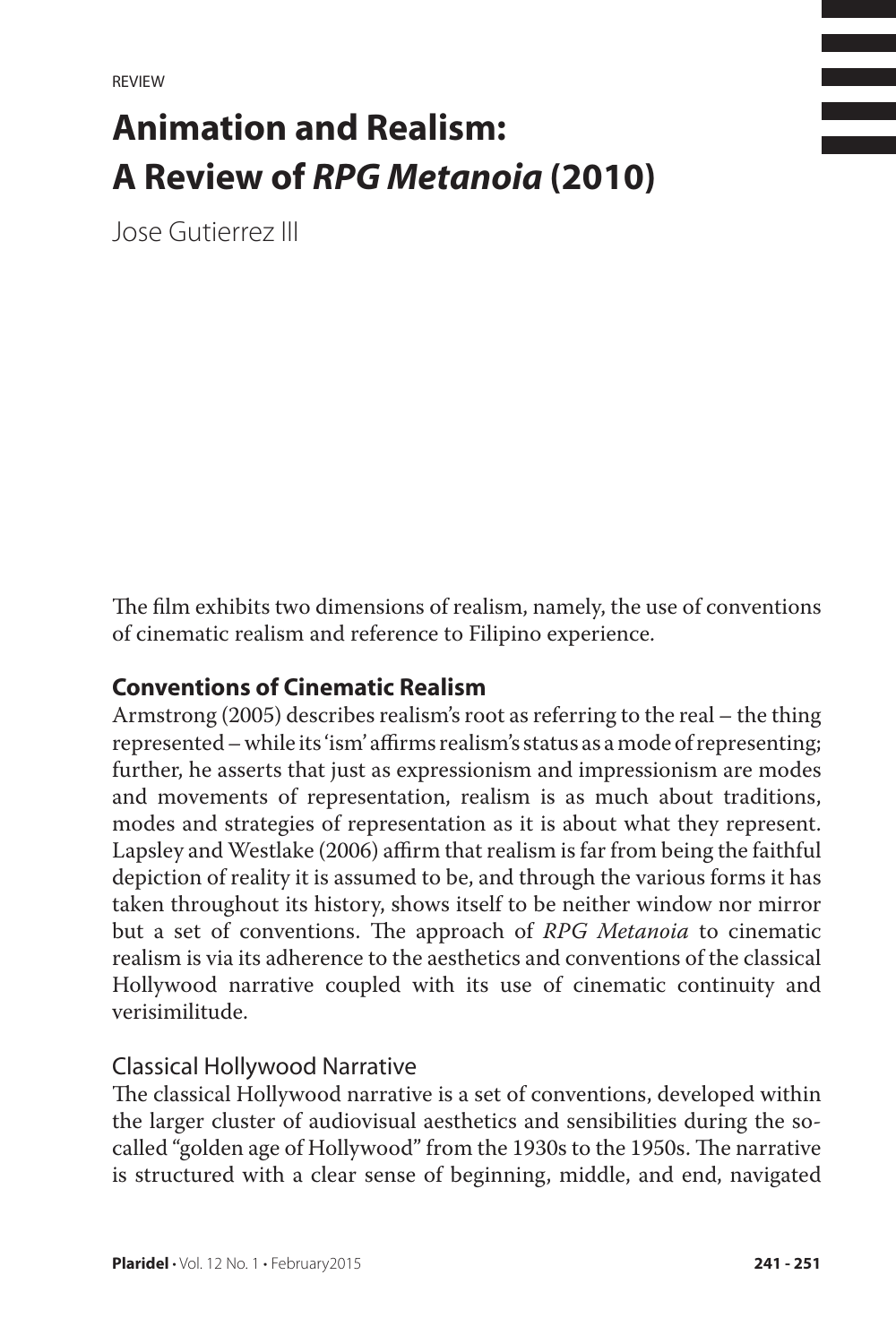REVIEW

# Animation and Realism: A Review of *RPG Metanoia* (2010)

Jose Gutierrez III

The film exhibits two dimensions of realism, namely, the use of conventions of cinematic realism and reference to Filipino experience.

## Conventions of Cinematic Realism

Armstrong (2005) describes realism's root as referring to the real – the thing represented – while its 'ism' affirms realism's status as a mode of representing; further, he asserts that just as expressionism and impressionism are modes and movements of representation, realism is as much about traditions, modes and strategies of representation as it is about what they represent. Lapsley and Westlake (2006) affirm that realism is far from being the faithful depiction of reality it is assumed to be, and through the various forms it has taken throughout its history, shows itself to be neither window nor mirror but a set of conventions. The approach of *RPG Metanoia* to cinematic realism is via its adherence to the aesthetics and conventions of the classical Hollywood narrative coupled with its use of cinematic continuity and verisimilitude.

### Classical Hollywood Narrative

The classical Hollywood narrative is a set of conventions, developed within the larger cluster of audiovisual aesthetics and sensibilities during the so-called "golden age of Hollywood" from the 1930s to the 1950s. The narrative is structured with a clear sense of beginning, middle, and end, navigated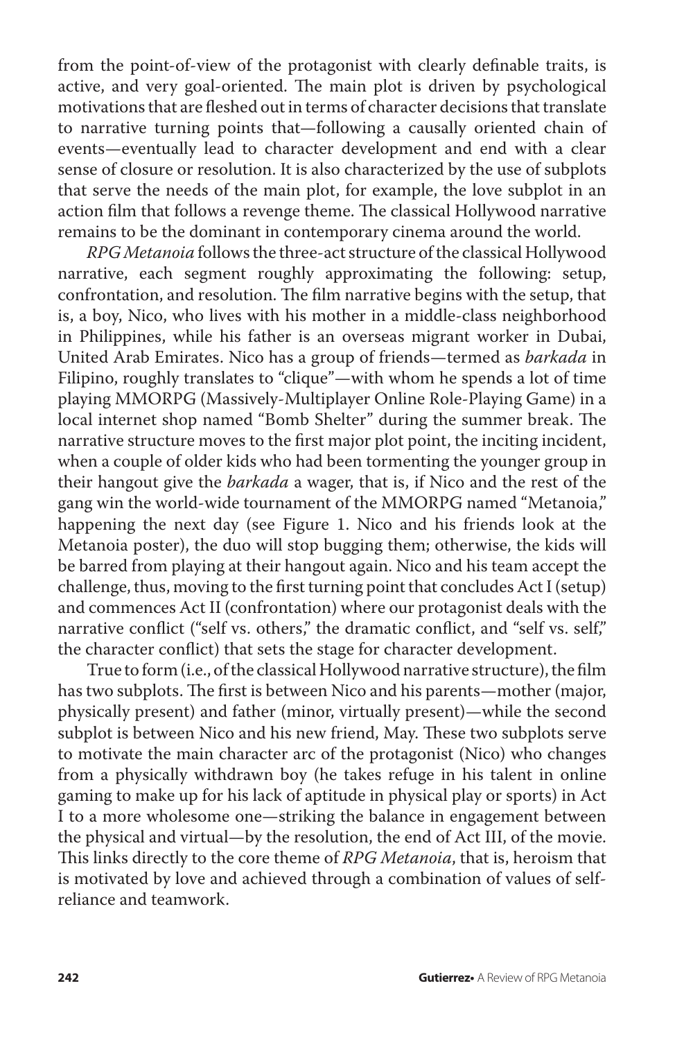from the point-of-view of the protagonist with clearly definable traits, is active, and very goal-oriented. The main plot is driven by psychological motivations that are fleshed out in terms of character decisions that translate to narrative turning points that—following a causally oriented chain of events—eventually lead to character development and end with a clear sense of closure or resolution. It is also characterized by the use of subplots that serve the needs of the main plot, for example, the love subplot in an action film that follows a revenge theme. The classical Hollywood narrative remains to be the dominant in contemporary cinema around the world.

*RPG Metanoia* follows the three-act structure of the classical Hollywood narrative, each segment roughly approximating the following: setup, confrontation, and resolution. The film narrative begins with the setup, that is, a boy, Nico, who lives with his mother in a middle-class neighborhood in Philippines, while his father is an overseas migrant worker in Dubai, United Arab Emirates. Nico has a group of friends—termed as *barkada* in Filipino, roughly translates to "clique"—with whom he spends a lot of time playing MMORPG (Massively-Multiplayer Online Role-Playing Game) in a local internet shop named "Bomb Shelter" during the summer break. The narrative structure moves to the first major plot point, the inciting incident, when a couple of older kids who had been tormenting the younger group in their hangout give the *barkada* a wager, that is, if Nico and the rest of the gang win the world-wide tournament of the MMORPG named "Metanoia," happening the next day (see Figure 1. Nico and his friends look at the Metanoia poster), the duo will stop bugging them; otherwise, the kids will be barred from playing at their hangout again. Nico and his team accept the challenge, thus, moving to the first turning point that concludes Act I (setup) and commences Act II (confrontation) where our protagonist deals with the narrative conflict ("self vs. others," the dramatic conflict, and "self vs. self," the character conflict) that sets the stage for character development.

True to form (i.e., of the classical Hollywood narrative structure), the film has two subplots. The first is between Nico and his parents—mother (major, physically present) and father (minor, virtually present)—while the second subplot is between Nico and his new friend, May. These two subplots serve to motivate the main character arc of the protagonist (Nico) who changes from a physically withdrawn boy (he takes refuge in his talent in online gaming to make up for his lack of aptitude in physical play or sports) in Act I to a more wholesome one—striking the balance in engagement between the physical and virtual—by the resolution, the end of Act III, of the movie. This links directly to the core theme of *RPG Metanoia*, that is, heroism that is motivated by love and achieved through a combination of values of self-reliance and teamwork.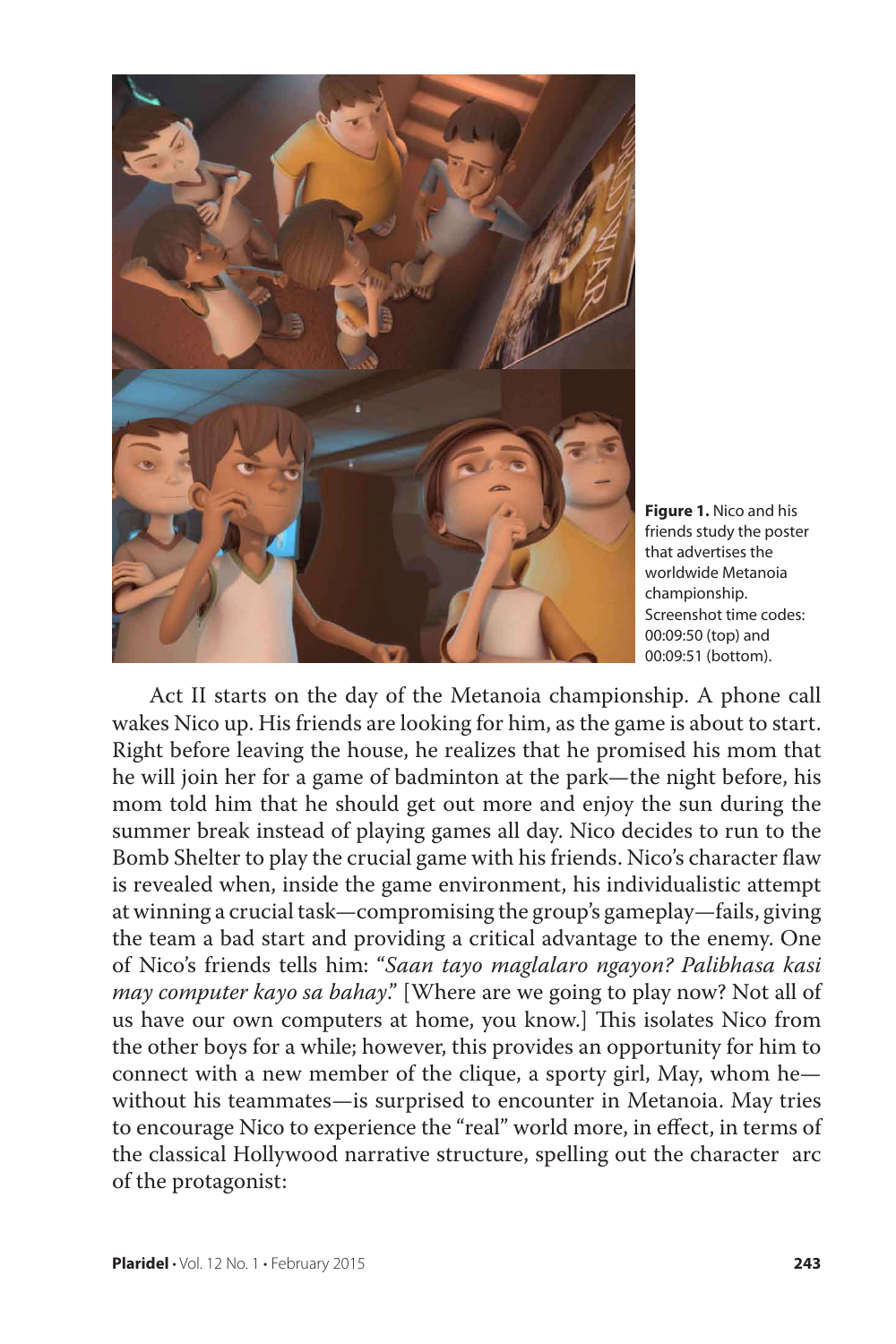**Figure 1.** Nico and his friends study the poster that advertises the worldwide Metanoia championship. Screenshot time codes: 00:09:50 (top) and 00:09:51 (bottom).

Act II starts on the day of the Metanoia championship. A phone call wakes Nico up. His friends are looking for him, as the game is about to start. Right before leaving the house, he realizes that he promised his mom that he will join her for a game of badminton at the park—the night before, his mom told him that he should get out more and enjoy the sun during the summer break instead of playing games all day. Nico decides to run to the Bomb Shelter to play the crucial game with his friends. Nico's character flaw is revealed when, inside the game environment, his individualistic attempt at winning a crucial task—compromising the group's gameplay—fails, giving the team a bad start and providing a critical advantage to the enemy. One of Nico's friends tells him: "*Saan tayo maglalaro ngayon? Palibhasa kasi may computer kayo sa bahay*." [Where are we going to play now? Not all of us have our own computers at home, you know.] This isolates Nico from the other boys for a while; however, this provides an opportunity for him to connect with a new member of the clique, a sporty girl, May, whom he—without his teammates—is surprised to encounter in Metanoia. May tries to encourage Nico to experience the "real" world more, in effect, in terms of the classical Hollywood narrative structure, spelling out the character arc of the protagonist: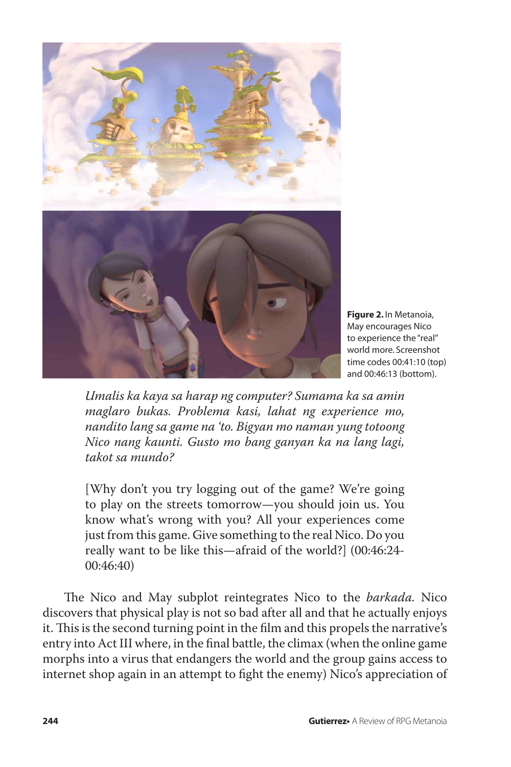**Figure 2.** In Metanoia, May encourages Nico to experience the "real" world more. Screenshot time codes 00:41:10 (top) and 00:46:13 (bottom).

> *Umalis ka kaya sa harap ng computer? Sumama ka sa amin maglaro bukas. Problema kasi, lahat ng experience mo, nandito lang sa game na 'to. Bigyan mo naman yung totoong Nico nang kaunti. Gusto mo bang ganyan ka na lang lagi, takot sa mundo?*
>
> [Why don't you try logging out of the game? We're going to play on the streets tomorrow—you should join us. You know what's wrong with you? All your experiences come just from this game. Give something to the real Nico. Do you really want to be like this—afraid of the world?] (00:46:24-00:46:40)

The Nico and May subplot reintegrates Nico to the *barkada.* Nico discovers that physical play is not so bad after all and that he actually enjoys it. This is the second turning point in the film and this propels the narrative's entry into Act III where, in the final battle, the climax (when the online game morphs into a virus that endangers the world and the group gains access to internet shop again in an attempt to fight the enemy) Nico's appreciation of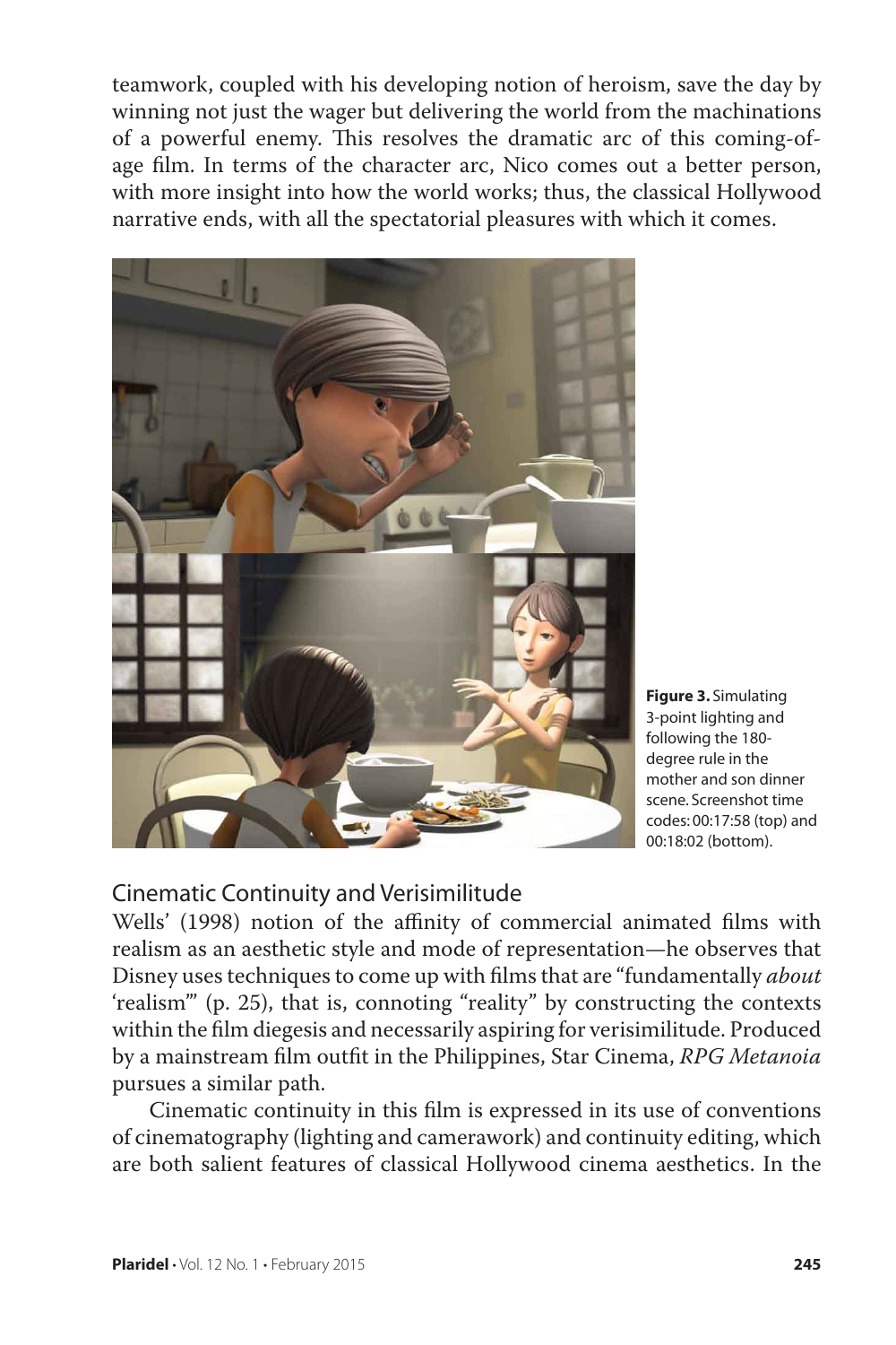teamwork, coupled with his developing notion of heroism, save the day by winning not just the wager but delivering the world from the machinations of a powerful enemy. This resolves the dramatic arc of this coming-of-age film. In terms of the character arc, Nico comes out a better person, with more insight into how the world works; thus, the classical Hollywood narrative ends, with all the spectatorial pleasures with which it comes.

**Figure 3.** Simulating 3-point lighting and following the 180-degree rule in the mother and son dinner scene. Screenshot time codes: 00:17:58 (top) and 00:18:02 (bottom).

## Cinematic Continuity and Verisimilitude

Wells' (1998) notion of the affinity of commercial animated films with realism as an aesthetic style and mode of representation—he observes that Disney uses techniques to come up with films that are "fundamentally *about* 'realism'" (p. 25), that is, connoting "reality" by constructing the contexts within the film diegesis and necessarily aspiring for verisimilitude. Produced by a mainstream film outfit in the Philippines, Star Cinema, *RPG Metanoia* pursues a similar path.

Cinematic continuity in this film is expressed in its use of conventions of cinematography (lighting and camerawork) and continuity editing, which are both salient features of classical Hollywood cinema aesthetics. In the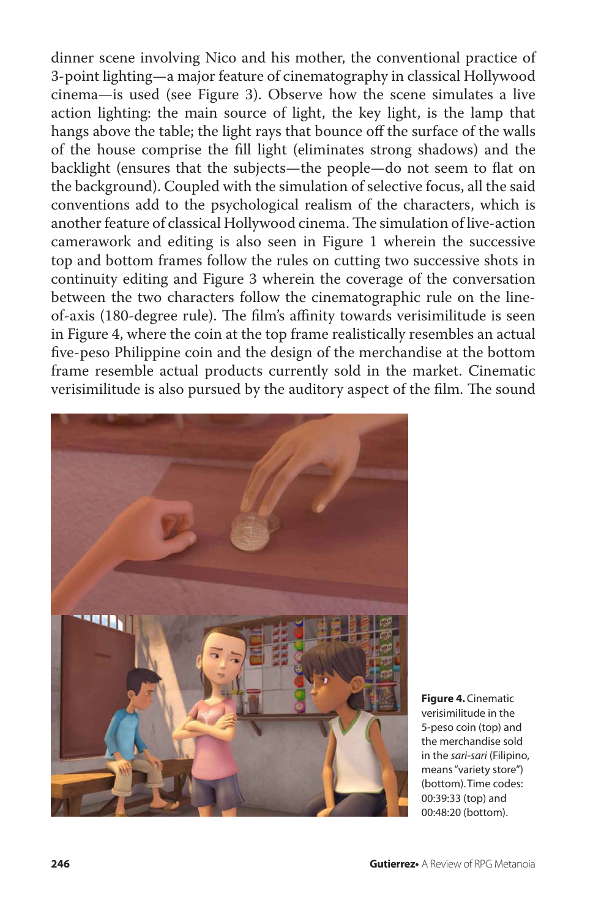dinner scene involving Nico and his mother, the conventional practice of 3-point lighting—a major feature of cinematography in classical Hollywood cinema—is used (see Figure 3). Observe how the scene simulates a live action lighting: the main source of light, the key light, is the lamp that hangs above the table; the light rays that bounce off the surface of the walls of the house comprise the fill light (eliminates strong shadows) and the backlight (ensures that the subjects—the people—do not seem to flat on the background). Coupled with the simulation of selective focus, all the said conventions add to the psychological realism of the characters, which is another feature of classical Hollywood cinema. The simulation of live-action camerawork and editing is also seen in Figure 1 wherein the successive top and bottom frames follow the rules on cutting two successive shots in continuity editing and Figure 3 wherein the coverage of the conversation between the two characters follow the cinematographic rule on the line-of-axis (180-degree rule). The film's affinity towards verisimilitude is seen in Figure 4, where the coin at the top frame realistically resembles an actual five-peso Philippine coin and the design of the merchandise at the bottom frame resemble actual products currently sold in the market. Cinematic verisimilitude is also pursued by the auditory aspect of the film. The sound

**Figure 4.** Cinematic verisimilitude in the 5-peso coin (top) and the merchandise sold in the *sari-sari* (Filipino, means "variety store") (bottom). Time codes: 00:39:33 (top) and 00:48:20 (bottom).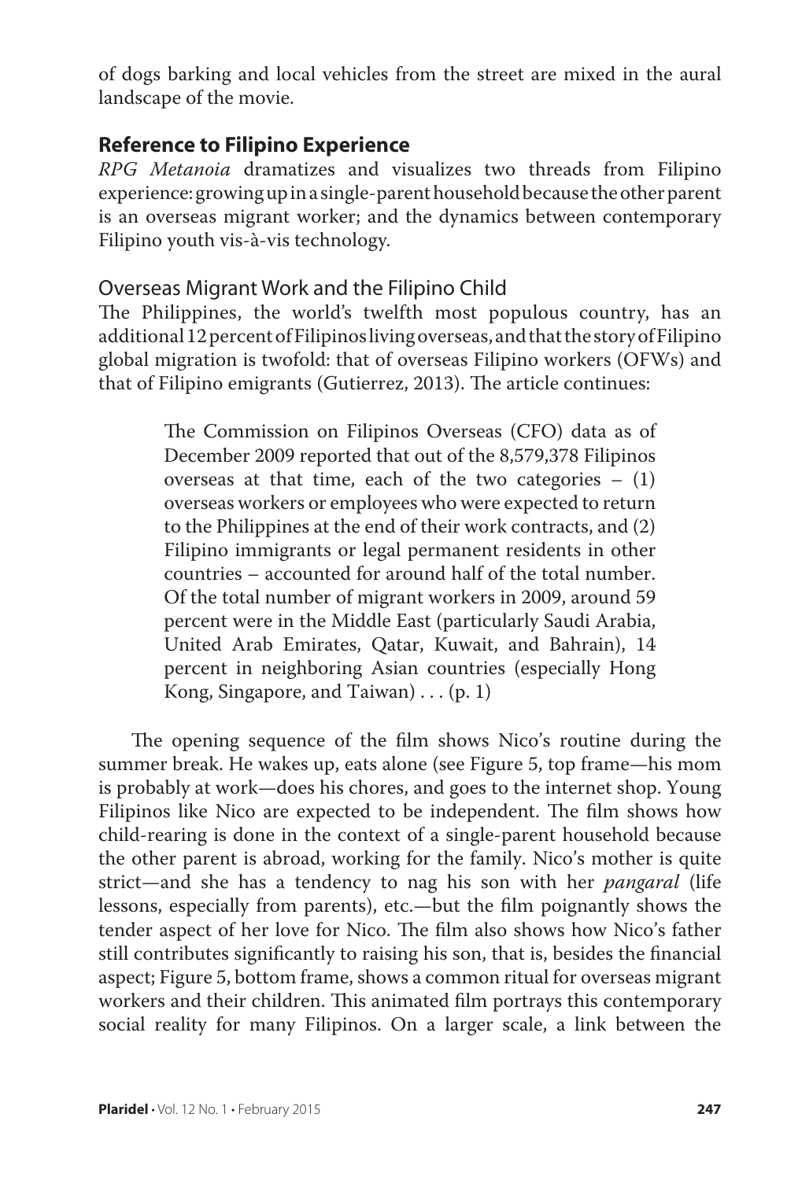of dogs barking and local vehicles from the street are mixed in the aural landscape of the movie.

## Reference to Filipino Experience

*RPG Metanoia* dramatizes and visualizes two threads from Filipino experience: growing up in a single-parent household because the other parent is an overseas migrant worker; and the dynamics between contemporary Filipino youth vis-à-vis technology.

### Overseas Migrant Work and the Filipino Child

The Philippines, the world's twelfth most populous country, has an additional 12 percent of Filipinos living overseas, and that the story of Filipino global migration is twofold: that of overseas Filipino workers (OFWs) and that of Filipino emigrants (Gutierrez, 2013). The article continues:

> The Commission on Filipinos Overseas (CFO) data as of December 2009 reported that out of the 8,579,378 Filipinos overseas at that time, each of the two categories – (1) overseas workers or employees who were expected to return to the Philippines at the end of their work contracts, and (2) Filipino immigrants or legal permanent residents in other countries – accounted for around half of the total number. Of the total number of migrant workers in 2009, around 59 percent were in the Middle East (particularly Saudi Arabia, United Arab Emirates, Qatar, Kuwait, and Bahrain), 14 percent in neighboring Asian countries (especially Hong Kong, Singapore, and Taiwan) . . . (p. 1)

The opening sequence of the film shows Nico's routine during the summer break. He wakes up, eats alone (see Figure 5, top frame—his mom is probably at work—does his chores, and goes to the internet shop. Young Filipinos like Nico are expected to be independent. The film shows how child-rearing is done in the context of a single-parent household because the other parent is abroad, working for the family. Nico's mother is quite strict—and she has a tendency to nag his son with her *pangaral* (life lessons, especially from parents), etc.—but the film poignantly shows the tender aspect of her love for Nico. The film also shows how Nico's father still contributes significantly to raising his son, that is, besides the financial aspect; Figure 5, bottom frame, shows a common ritual for overseas migrant workers and their children. This animated film portrays this contemporary social reality for many Filipinos. On a larger scale, a link between the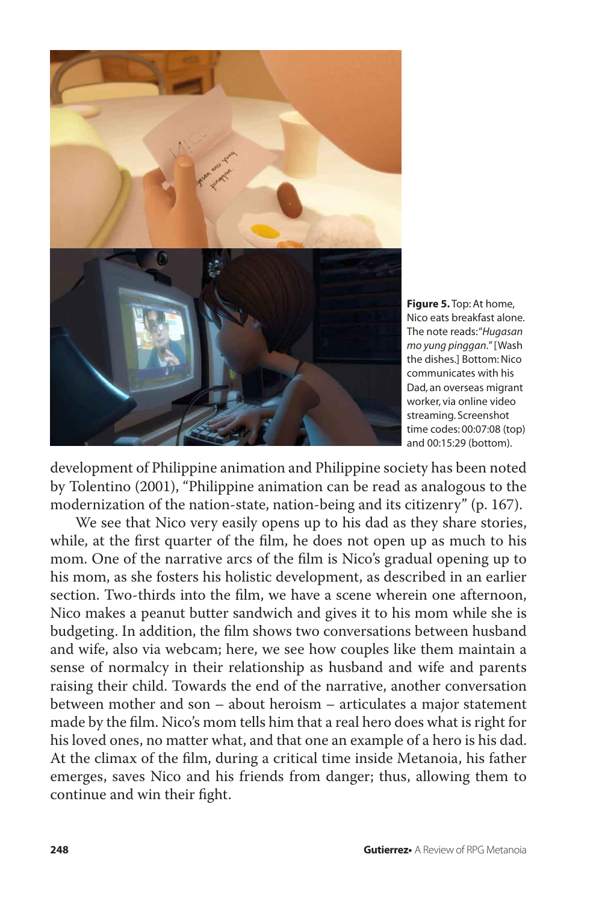**Figure 5.** Top: At home, Nico eats breakfast alone. The note reads: "*Hugasan mo yung pinggan*." [Wash the dishes.] Bottom: Nico communicates with his Dad, an overseas migrant worker, via online video streaming. Screenshot time codes: 00:07:08 (top) and 00:15:29 (bottom).

development of Philippine animation and Philippine society has been noted by Tolentino (2001), "Philippine animation can be read as analogous to the modernization of the nation-state, nation-being and its citizenry" (p. 167).

We see that Nico very easily opens up to his dad as they share stories, while, at the first quarter of the film, he does not open up as much to his mom. One of the narrative arcs of the film is Nico's gradual opening up to his mom, as she fosters his holistic development, as described in an earlier section. Two-thirds into the film, we have a scene wherein one afternoon, Nico makes a peanut butter sandwich and gives it to his mom while she is budgeting. In addition, the film shows two conversations between husband and wife, also via webcam; here, we see how couples like them maintain a sense of normalcy in their relationship as husband and wife and parents raising their child. Towards the end of the narrative, another conversation between mother and son – about heroism – articulates a major statement made by the film. Nico's mom tells him that a real hero does what is right for his loved ones, no matter what, and that one an example of a hero is his dad. At the climax of the film, during a critical time inside Metanoia, his father emerges, saves Nico and his friends from danger; thus, allowing them to continue and win their fight.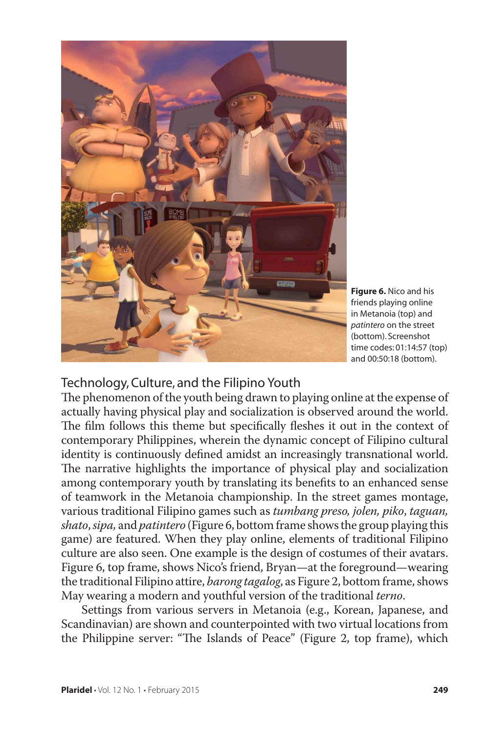**Figure 6.** Nico and his friends playing online in Metanoia (top) and *patintero* on the street (bottom). Screenshot time codes: 01:14:57 (top) and 00:50:18 (bottom).

## Technology, Culture, and the Filipino Youth

The phenomenon of the youth being drawn to playing online at the expense of actually having physical play and socialization is observed around the world. The film follows this theme but specifically fleshes it out in the context of contemporary Philippines, wherein the dynamic concept of Filipino cultural identity is continuously defined amidst an increasingly transnational world. The narrative highlights the importance of physical play and socialization among contemporary youth by translating its benefits to an enhanced sense of teamwork in the Metanoia championship. In the street games montage, various traditional Filipino games such as *tumbang preso, jolen, piko*, *taguan, shato*, *sipa,* and *patintero* (Figure 6, bottom frame shows the group playing this game) are featured. When they play online, elements of traditional Filipino culture are also seen. One example is the design of costumes of their avatars. Figure 6, top frame, shows Nico's friend, Bryan—at the foreground—wearing the traditional Filipino attire, *barong tagalog,* as Figure 2, bottom frame, shows May wearing a modern and youthful version of the traditional *terno*.

Settings from various servers in Metanoia (e.g., Korean, Japanese, and Scandinavian) are shown and counterpointed with two virtual locations from the Philippine server: "The Islands of Peace" (Figure 2, top frame), which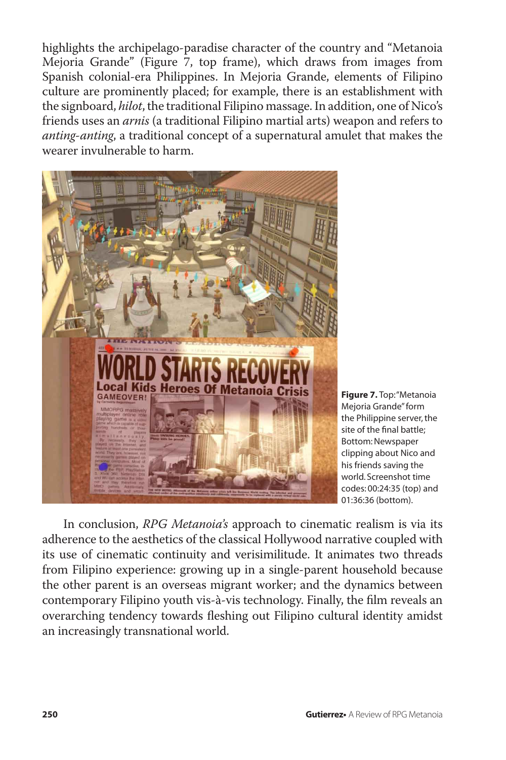highlights the archipelago-paradise character of the country and "Metanoia Mejoria Grande" (Figure 7, top frame), which draws from images from Spanish colonial-era Philippines. In Mejoria Grande, elements of Filipino culture are prominently placed; for example, there is an establishment with the signboard, *hilot*, the traditional Filipino massage. In addition, one of Nico's friends uses an *arnis* (a traditional Filipino martial arts) weapon and refers to *anting-anting*, a traditional concept of a supernatural amulet that makes the wearer invulnerable to harm.

**Figure 7.** Top: "Metanoia Mejoria Grande" form the Philippine server, the site of the final battle; Bottom: Newspaper clipping about Nico and his friends saving the world. Screenshot time codes: 00:24:35 (top) and 01:36:36 (bottom).

In conclusion, *RPG Metanoia's* approach to cinematic realism is via its adherence to the aesthetics of the classical Hollywood narrative coupled with its use of cinematic continuity and verisimilitude. It animates two threads from Filipino experience: growing up in a single-parent household because the other parent is an overseas migrant worker; and the dynamics between contemporary Filipino youth vis-à-vis technology. Finally, the film reveals an overarching tendency towards fleshing out Filipino cultural identity amidst an increasingly transnational world.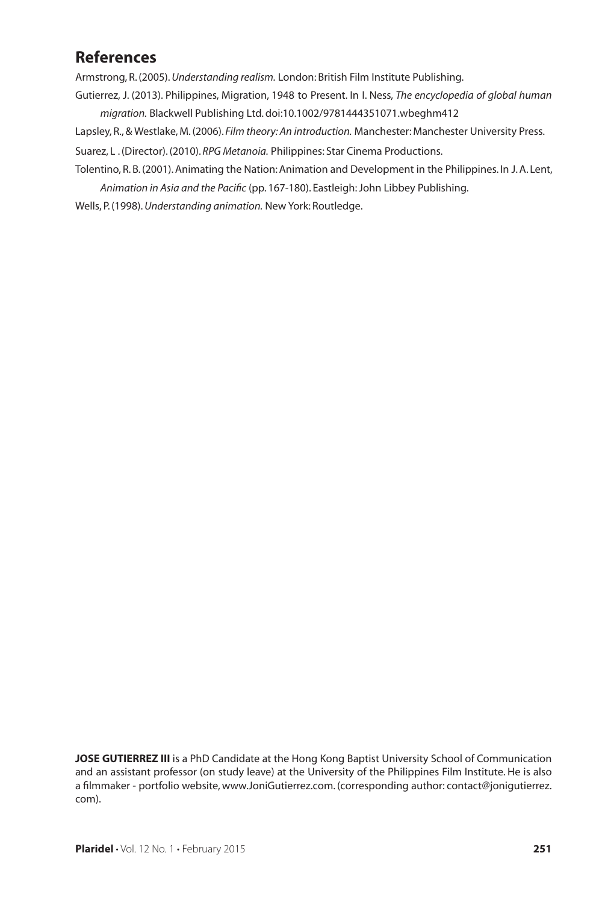## References

Armstrong, R. (2005). *Understanding realism.* London: British Film Institute Publishing.

Gutierrez, J. (2013). Philippines, Migration, 1948 to Present. In I. Ness, *The encyclopedia of global human migration.* Blackwell Publishing Ltd. doi:10.1002/9781444351071.wbeghm412

Lapsley, R., & Westlake, M. (2006). *Film theory: An introduction.* Manchester: Manchester University Press.

Suarez, L . (Director). (2010). *RPG Metanoia.* Philippines: Star Cinema Productions.

Tolentino, R. B. (2001). Animating the Nation: Animation and Development in the Philippines. In J. A. Lent, *Animation in Asia and the Pacific* (pp. 167-180). Eastleigh: John Libbey Publishing.

Wells, P. (1998). *Understanding animation.* New York: Routledge.

**JOSE GUTIERREZ III** is a PhD Candidate at the Hong Kong Baptist University School of Communication and an assistant professor (on study leave) at the University of the Philippines Film Institute. He is also a filmmaker - portfolio website, www.JoniGutierrez.com. (corresponding author: contact@jonigutierrez.com).